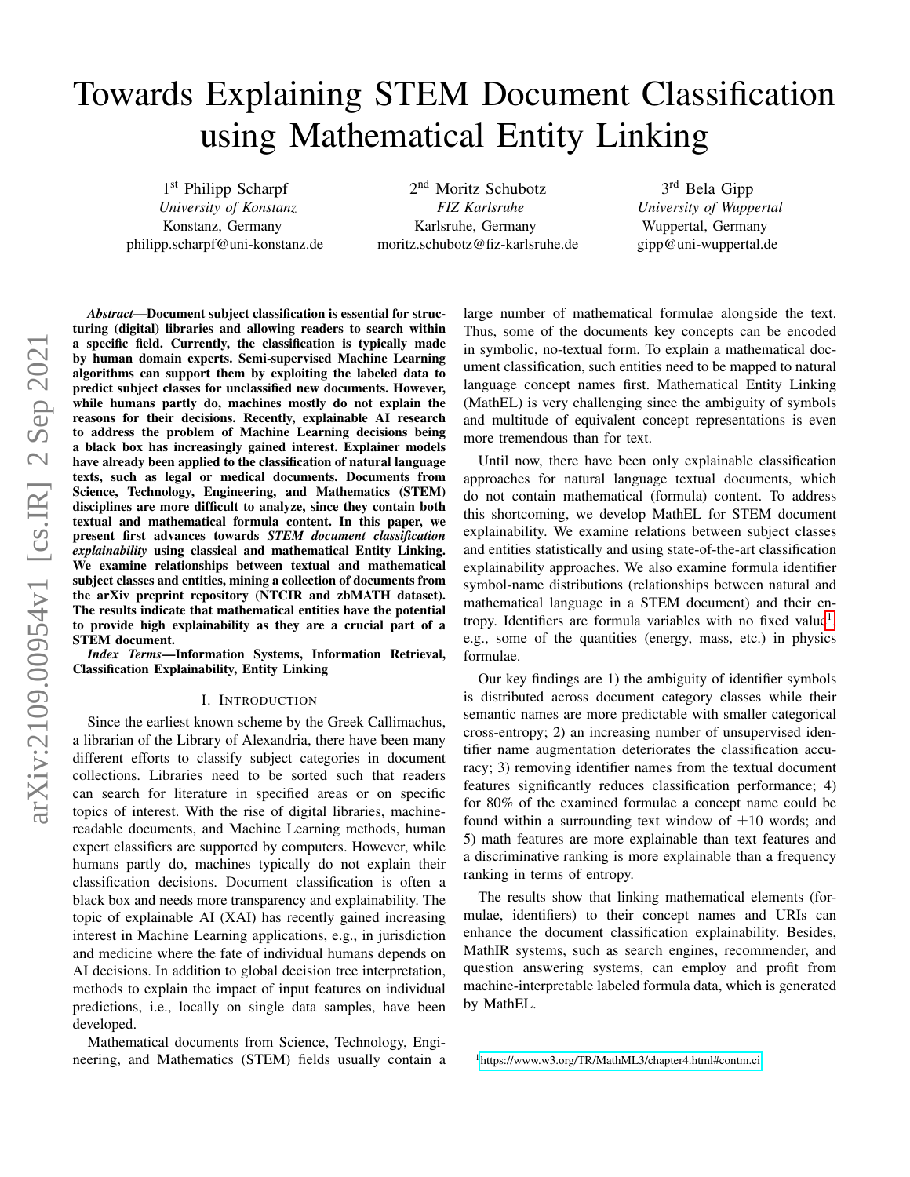# Towards Explaining STEM Document Classification using Mathematical Entity Linking

1[st] Philipp Scharpf
*University of Konstanz*
Konstanz, Germany
philipp.scharpf@uni-konstanz.de

2[nd] Moritz Schubotz
*FIZ Karlsruhe*
Karlsruhe, Germany
moritz.schubotz@fiz-karlsruhe.de

3[rd] Bela Gipp
*University of Wuppertal*
Wuppertal, Germany
gipp@uni-wuppertal.de

***Abstract*—Document subject classification is essential for structuring (digital) libraries and allowing readers to search within a specific field. Currently, the classification is typically made by human domain experts. Semi-supervised Machine Learning algorithms can support them by exploiting the labeled data to predict subject classes for unclassified new documents. However, while humans partly do, machines mostly do not explain the reasons for their decisions. Recently, explainable AI research to address the problem of Machine Learning decisions being a black box has increasingly gained interest. Explainer models have already been applied to the classification of natural language texts, such as legal or medical documents. Documents from Science, Technology, Engineering, and Mathematics (STEM) disciplines are more difficult to analyze, since they contain both textual and mathematical formula content. In this paper, we present first advances towards *STEM document classification explainability* using classical and mathematical Entity Linking. We examine relationships between textual and mathematical subject classes and entities, mining a collection of documents from the arXiv preprint repository (NTCIR and zbMATH dataset). The results indicate that mathematical entities have the potential to provide high explainability as they are a crucial part of a STEM document.**

***Index Terms*—Information Systems, Information Retrieval, Classification Explainability, Entity Linking**

## I. Introduction

Since the earliest known scheme by the Greek Callimachus, a librarian of the Library of Alexandria, there have been many different efforts to classify subject categories in document collections. Libraries need to be sorted such that readers can search for literature in specified areas or on specific topics of interest. With the rise of digital libraries, machine-readable documents, and Machine Learning methods, human expert classifiers are supported by computers. However, while humans partly do, machines typically do not explain their classification decisions. Document classification is often a black box and needs more transparency and explainability. The topic of explainable AI (XAI) has recently gained increasing interest in Machine Learning applications, e.g., in jurisdiction and medicine where the fate of individual humans depends on AI decisions. In addition to global decision tree interpretation, methods to explain the impact of input features on individual predictions, i.e., locally on single data samples, have been developed.

Mathematical documents from Science, Technology, Engineering, and Mathematics (STEM) fields usually contain a large number of mathematical formulae alongside the text. Thus, some of the documents key concepts can be encoded in symbolic, no-textual form. To explain a mathematical document classification, such entities need to be mapped to natural language concept names first. Mathematical Entity Linking (MathEL) is very challenging since the ambiguity of symbols and multitude of equivalent concept representations is even more tremendous than for text.

Until now, there have been only explainable classification approaches for natural language textual documents, which do not contain mathematical (formula) content. To address this shortcoming, we develop MathEL for STEM document explainability. We examine relations between subject classes and entities statistically and using state-of-the-art classification explainability approaches. We also examine formula identifier symbol-name distributions (relationships between natural and mathematical language in a STEM document) and their entropy. Identifiers are formula variables with no fixed value[1], e.g., some of the quantities (energy, mass, etc.) in physics formulae.

Our key findings are 1) the ambiguity of identifier symbols is distributed across document category classes while their semantic names are more predictable with smaller categorical cross-entropy; 2) an increasing number of unsupervised identifier name augmentation deteriorates the classification accuracy; 3) removing identifier names from the textual document features significantly reduces classification performance; 4) for 80% of the examined formulae a concept name could be found within a surrounding text window of $\pm 10$ words; and 5) math features are more explainable than text features and a discriminative ranking is more explainable than a frequency ranking in terms of entropy.

The results show that linking mathematical elements (formulae, identifiers) to their concept names and URIs can enhance the document classification explainability. Besides, MathIR systems, such as search engines, recommender, and question answering systems, can employ and profit from machine-interpretable labeled formula data, which is generated by MathEL.

[1] https://www.w3.org/TR/MathML3/chapter4.html#contm.ci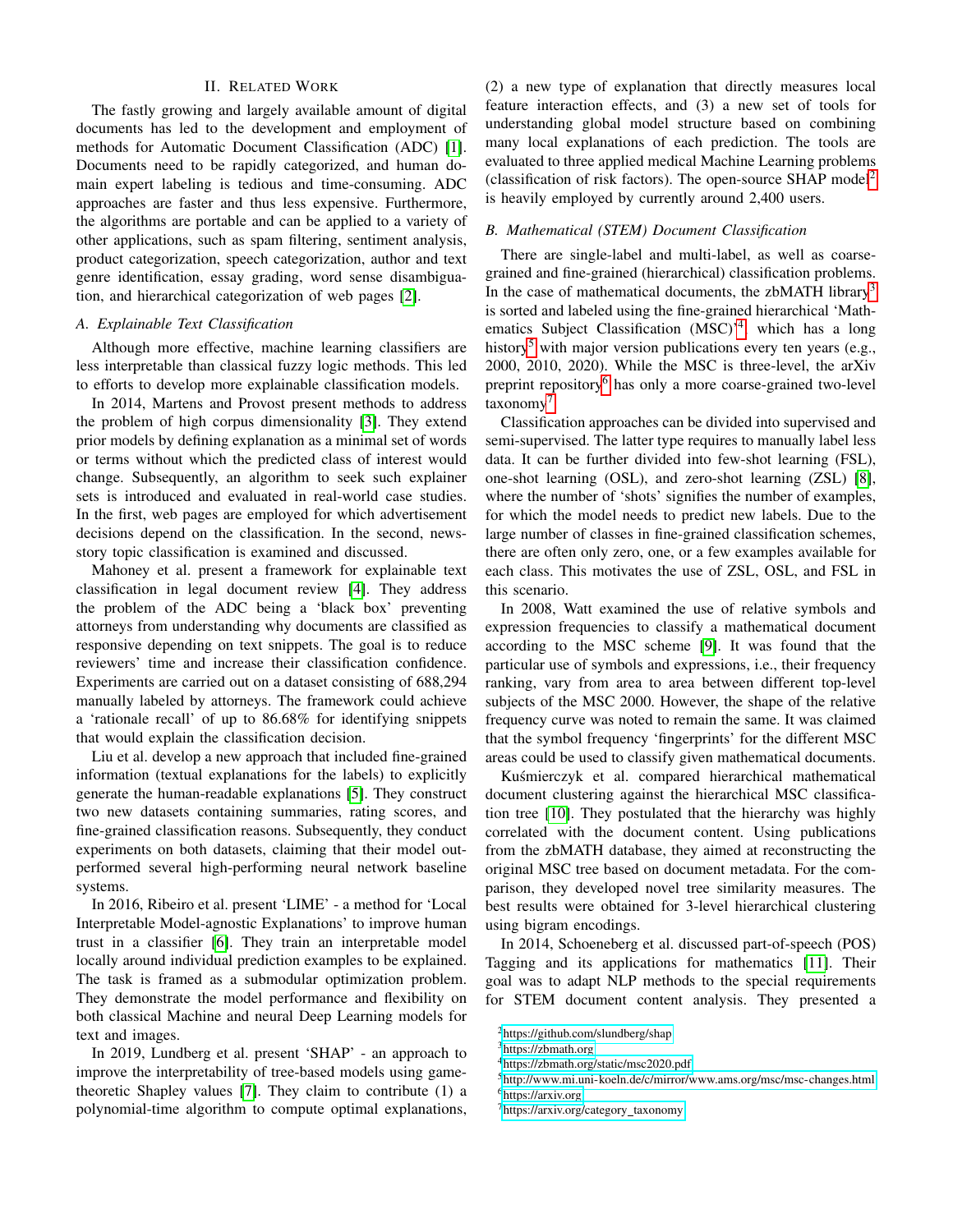## II. Related Work

The fastly growing and largely available amount of digital documents has led to the development and employment of methods for Automatic Document Classification (ADC) [1]. Documents need to be rapidly categorized, and human domain expert labeling is tedious and time-consuming. ADC approaches are faster and thus less expensive. Furthermore, the algorithms are portable and can be applied to a variety of other applications, such as spam filtering, sentiment analysis, product categorization, speech categorization, author and text genre identification, essay grading, word sense disambiguation, and hierarchical categorization of web pages [2].

### A. Explainable Text Classification

Although more effective, machine learning classifiers are less interpretable than classical fuzzy logic methods. This led to efforts to develop more explainable classification models.

In 2014, Martens and Provost present methods to address the problem of high corpus dimensionality [3]. They extend prior models by defining explanation as a minimal set of words or terms without which the predicted class of interest would change. Subsequently, an algorithm to seek such explainer sets is introduced and evaluated in real-world case studies. In the first, web pages are employed for which advertisement decisions depend on the classification. In the second, news-story topic classification is examined and discussed.

Mahoney et al. present a framework for explainable text classification in legal document review [4]. They address the problem of the ADC being a 'black box' preventing attorneys from understanding why documents are classified as responsive depending on text snippets. The goal is to reduce reviewers' time and increase their classification confidence. Experiments are carried out on a dataset consisting of 688,294 manually labeled by attorneys. The framework could achieve a 'rationale recall' of up to 86.68% for identifying snippets that would explain the classification decision.

Liu et al. develop a new approach that included fine-grained information (textual explanations for the labels) to explicitly generate the human-readable explanations [5]. They construct two new datasets containing summaries, rating scores, and fine-grained classification reasons. Subsequently, they conduct experiments on both datasets, claiming that their model outperformed several high-performing neural network baseline systems.

In 2016, Ribeiro et al. present 'LIME' - a method for 'Local Interpretable Model-agnostic Explanations' to improve human trust in a classifier [6]. They train an interpretable model locally around individual prediction examples to be explained. The task is framed as a submodular optimization problem. They demonstrate the model performance and flexibility on both classical Machine and neural Deep Learning models for text and images.

In 2019, Lundberg et al. present 'SHAP' - an approach to improve the interpretability of tree-based models using game-theoretic Shapley values [7]. They claim to contribute (1) a polynomial-time algorithm to compute optimal explanations, (2) a new type of explanation that directly measures local feature interaction effects, and (3) a new set of tools for understanding global model structure based on combining many local explanations of each prediction. The tools are evaluated to three applied medical Machine Learning problems (classification of risk factors). The open-source SHAP model[2] is heavily employed by currently around 2,400 users.

### B. Mathematical (STEM) Document Classification

There are single-label and multi-label, as well as coarse-grained and fine-grained (hierarchical) classification problems. In the case of mathematical documents, the zbMATH library[3] is sorted and labeled using the fine-grained hierarchical 'Mathematics Subject Classification (MSC)'[4], which has a long history[5] with major version publications every ten years (e.g., 2000, 2010, 2020). While the MSC is three-level, the arXiv preprint repository[6] has only a more coarse-grained two-level taxonomy[7].

Classification approaches can be divided into supervised and semi-supervised. The latter type requires to manually label less data. It can be further divided into few-shot learning (FSL), one-shot learning (OSL), and zero-shot learning (ZSL) [8], where the number of 'shots' signifies the number of examples, for which the model needs to predict new labels. Due to the large number of classes in fine-grained classification schemes, there are often only zero, one, or a few examples available for each class. This motivates the use of ZSL, OSL, and FSL in this scenario.

In 2008, Watt examined the use of relative symbols and expression frequencies to classify a mathematical document according to the MSC scheme [9]. It was found that the particular use of symbols and expressions, i.e., their frequency ranking, vary from area to area between different top-level subjects of the MSC 2000. However, the shape of the relative frequency curve was noted to remain the same. It was claimed that the symbol frequency 'fingerprints' for the different MSC areas could be used to classify given mathematical documents.

Kuśmierczyk et al. compared hierarchical mathematical document clustering against the hierarchical MSC classification tree [10]. They postulated that the hierarchy was highly correlated with the document content. Using publications from the zbMATH database, they aimed at reconstructing the original MSC tree based on document metadata. For the comparison, they developed novel tree similarity measures. The best results were obtained for 3-level hierarchical clustering using bigram encodings.

In 2014, Schoeneberg et al. discussed part-of-speech (POS) Tagging and its applications for mathematics [11]. Their goal was to adapt NLP methods to the special requirements for STEM document content analysis. They presented a

[2] https://github.com/slundberg/shap

[3] https://zbmath.org

[4] https://zbmath.org/static/msc2020.pdf

[5] http://www.mi.uni-koeln.de/c/mirror/www.ams.org/msc/msc-changes.html

[6] https://arxiv.org

[7] https://arxiv.org/category_taxonomy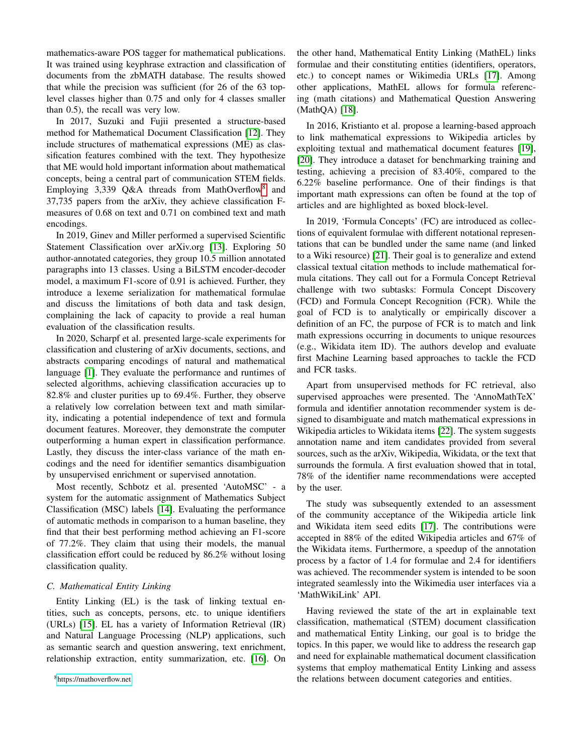mathematics-aware POS tagger for mathematical publications. It was trained using keyphrase extraction and classification of documents from the zbMATH database. The results showed that while the precision was sufficient (for 26 of the 63 top-level classes higher than 0.75 and only for 4 classes smaller than 0.5), the recall was very low.

In 2017, Suzuki and Fujii presented a structure-based method for Mathematical Document Classification [12]. They include structures of mathematical expressions (ME) as classification features combined with the text. They hypothesize that ME would hold important information about mathematical concepts, being a central part of communication STEM fields. Employing 3,339 Q&A threads from MathOverflow[8] and 37,735 papers from the arXiv, they achieve classification F-measures of 0.68 on text and 0.71 on combined text and math encodings.

In 2019, Ginev and Miller performed a supervised Scientific Statement Classification over arXiv.org [13]. Exploring 50 author-annotated categories, they group 10.5 million annotated paragraphs into 13 classes. Using a BiLSTM encoder-decoder model, a maximum F1-score of 0.91 is achieved. Further, they introduce a lexeme serialization for mathematical formulae and discuss the limitations of both data and task design, complaining the lack of capacity to provide a real human evaluation of the classification results.

In 2020, Scharpf et al. presented large-scale experiments for classification and clustering of arXiv documents, sections, and abstracts comparing encodings of natural and mathematical language [1]. They evaluate the performance and runtimes of selected algorithms, achieving classification accuracies up to 82.8% and cluster purities up to 69.4%. Further, they observe a relatively low correlation between text and math similarity, indicating a potential independence of text and formula document features. Moreover, they demonstrate the computer outperforming a human expert in classification performance. Lastly, they discuss the inter-class variance of the math encodings and the need for identifier semantics disambiguation by unsupervised enrichment or supervised annotation.

Most recently, Schbotz et al. presented 'AutoMSC' - a system for the automatic assignment of Mathematics Subject Classification (MSC) labels [14]. Evaluating the performance of automatic methods in comparison to a human baseline, they find that their best performing method achieving an F1-score of 77.2%. They claim that using their models, the manual classification effort could be reduced by 86.2% without losing classification quality.

### C. Mathematical Entity Linking

Entity Linking (EL) is the task of linking textual entities, such as concepts, persons, etc. to unique identifiers (URLs) [15]. EL has a variety of Information Retrieval (IR) and Natural Language Processing (NLP) applications, such as semantic search and question answering, text enrichment, relationship extraction, entity summarization, etc. [16]. On the other hand, Mathematical Entity Linking (MathEL) links formulae and their constituting entities (identifiers, operators, etc.) to concept names or Wikimedia URLs [17]. Among other applications, MathEL allows for formula referencing (math citations) and Mathematical Question Answering (MathQA) [18].

In 2016, Kristianto et al. propose a learning-based approach to link mathematical expressions to Wikipedia articles by exploiting textual and mathematical document features [19], [20]. They introduce a dataset for benchmarking training and testing, achieving a precision of 83.40%, compared to the 6.22% baseline performance. One of their findings is that important math expressions can often be found at the top of articles and are highlighted as boxed block-level.

In 2019, 'Formula Concepts' (FC) are introduced as collections of equivalent formulae with different notational representations that can be bundled under the same name (and linked to a Wiki resource) [21]. Their goal is to generalize and extend classical textual citation methods to include mathematical formula citations. They call out for a Formula Concept Retrieval challenge with two subtasks: Formula Concept Discovery (FCD) and Formula Concept Recognition (FCR). While the goal of FCD is to analytically or empirically discover a definition of an FC, the purpose of FCR is to match and link math expressions occurring in documents to unique resources (e.g., Wikidata item ID). The authors develop and evaluate first Machine Learning based approaches to tackle the FCD and FCR tasks.

Apart from unsupervised methods for FC retrieval, also supervised approaches were presented. The 'AnnoMathTeX' formula and identifier annotation recommender system is designed to disambiguate and match mathematical expressions in Wikipedia articles to Wikidata items [22]. The system suggests annotation name and item candidates provided from several sources, such as the arXiv, Wikipedia, Wikidata, or the text that surrounds the formula. A first evaluation showed that in total, 78% of the identifier name recommendations were accepted by the user.

The study was subsequently extended to an assessment of the community acceptance of the Wikipedia article link and Wikidata item seed edits [17]. The contributions were accepted in 88% of the edited Wikipedia articles and 67% of the Wikidata items. Furthermore, a speedup of the annotation process by a factor of 1.4 for formulae and 2.4 for identifiers was achieved. The recommender system is intended to be soon integrated seamlessly into the Wikimedia user interfaces via a 'MathWikiLink' API.

Having reviewed the state of the art in explainable text classification, mathematical (STEM) document classification and mathematical Entity Linking, our goal is to bridge the topics. In this paper, we would like to address the research gap and need for explainable mathematical document classification systems that employ mathematical Entity Linking and assess the relations between document categories and entities.

[8] https://mathoverflow.net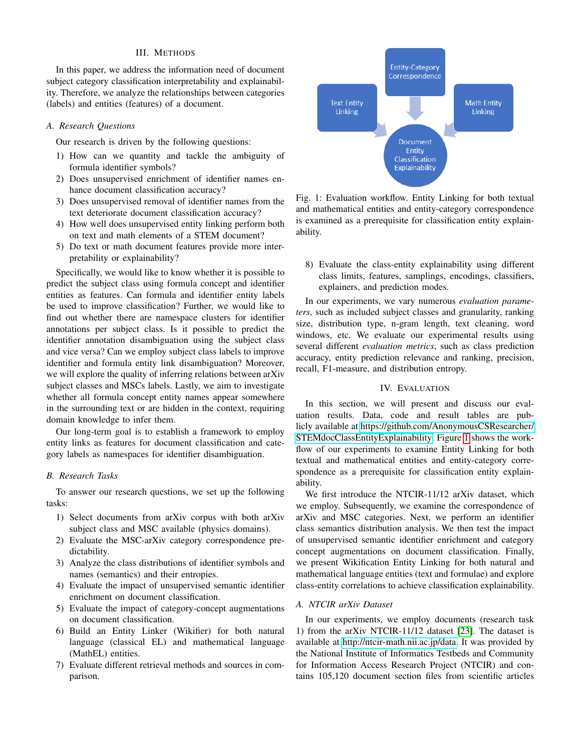## III. METHODS

In this paper, we address the information need of document subject category classification interpretability and explainability. Therefore, we analyze the relationships between categories (labels) and entities (features) of a document.

### A. Research Questions

Our research is driven by the following questions:

1) How can we quantity and tackle the ambiguity of formula identifier symbols?
2) Does unsupervised enrichment of identifier names enhance document classification accuracy?
3) Does unsupervised removal of identifier names from the text deteriorate document classification accuracy?
4) How well does unsupervised entity linking perform both on text and math elements of a STEM document?
5) Do text or math document features provide more interpretability or explainability?

Specifically, we would like to know whether it is possible to predict the subject class using formula concept and identifier entities as features. Can formula and identifier entity labels be used to improve classification? Further, we would like to find out whether there are namespace clusters for identifier annotations per subject class. Is it possible to predict the identifier annotation disambiguation using the subject class and vice versa? Can we employ subject class labels to improve identifier and formula entity link disambiguation? Moreover, we will explore the quality of inferring relations between arXiv subject classes and MSCs labels. Lastly, we aim to investigate whether all formula concept entity names appear somewhere in the surrounding text or are hidden in the context, requiring domain knowledge to infer them.

Our long-term goal is to establish a framework to employ entity links as features for document classification and category labels as namespaces for identifier disambiguation.

### B. Research Tasks

To answer our research questions, we set up the following tasks:

1) Select documents from arXiv corpus with both arXiv subject class and MSC available (physics domains).
2) Evaluate the MSC-arXiv category correspondence predictability.
3) Analyze the class distributions of identifier symbols and names (semantics) and their entropies.
4) Evaluate the impact of unsupervised semantic identifier enrichment on document classification.
5) Evaluate the impact of category-concept augmentations on document classification.
6) Build an Entity Linker (Wikifier) for both natural language (classical EL) and mathematical language (MathEL) entities.
7) Evaluate different retrieval methods and sources in comparison.
8) Evaluate the class-entity explainability using different class limits, features, samplings, encodings, classifiers, explainers, and prediction modes.

Fig. 1: Evaluation workflow. Entity Linking for both textual and mathematical entities and entity-category correspondence is examined as a prerequisite for classification entity explainability.

In our experiments, we vary numerous *evaluation parameters*, such as included subject classes and granularity, ranking size, distribution type, n-gram length, text cleaning, word windows, etc. We evaluate our experimental results using several different *evaluation metrics*, such as class prediction accuracy, entity prediction relevance and ranking, precision, recall, F1-measure, and distribution entropy.

## IV. EVALUATION

In this section, we will present and discuss our evaluation results. Data, code and result tables are publicly available at https://github.com/AnonymousCSResearcher/STEMdocClassEntityExplainability. Figure 1 shows the workflow of our experiments to examine Entity Linking for both textual and mathematical entities and entity-category correspondence as a prerequisite for classification entity explainability.

We first introduce the NTCIR-11/12 arXiv dataset, which we employ. Subsequently, we examine the correspondence of arXiv and MSC categories. Next, we perform an identifier class semantics distribution analysis. We then test the impact of unsupervised semantic identifier enrichment and category concept augmentations on document classification. Finally, we present Wikification Entity Linking for both natural and mathematical language entities (text and formulae) and explore class-entity correlations to achieve classification explainability.

### A. NTCIR arXiv Dataset

In our experiments, we employ documents (research task 1) from the arXiv NTCIR-11/12 dataset [23]. The dataset is available at http://ntcir-math.nii.ac.jp/data. It was provided by the National Institute of Informatics Testbeds and Community for Information Access Research Project (NTCIR) and contains 105,120 document section files from scientific articles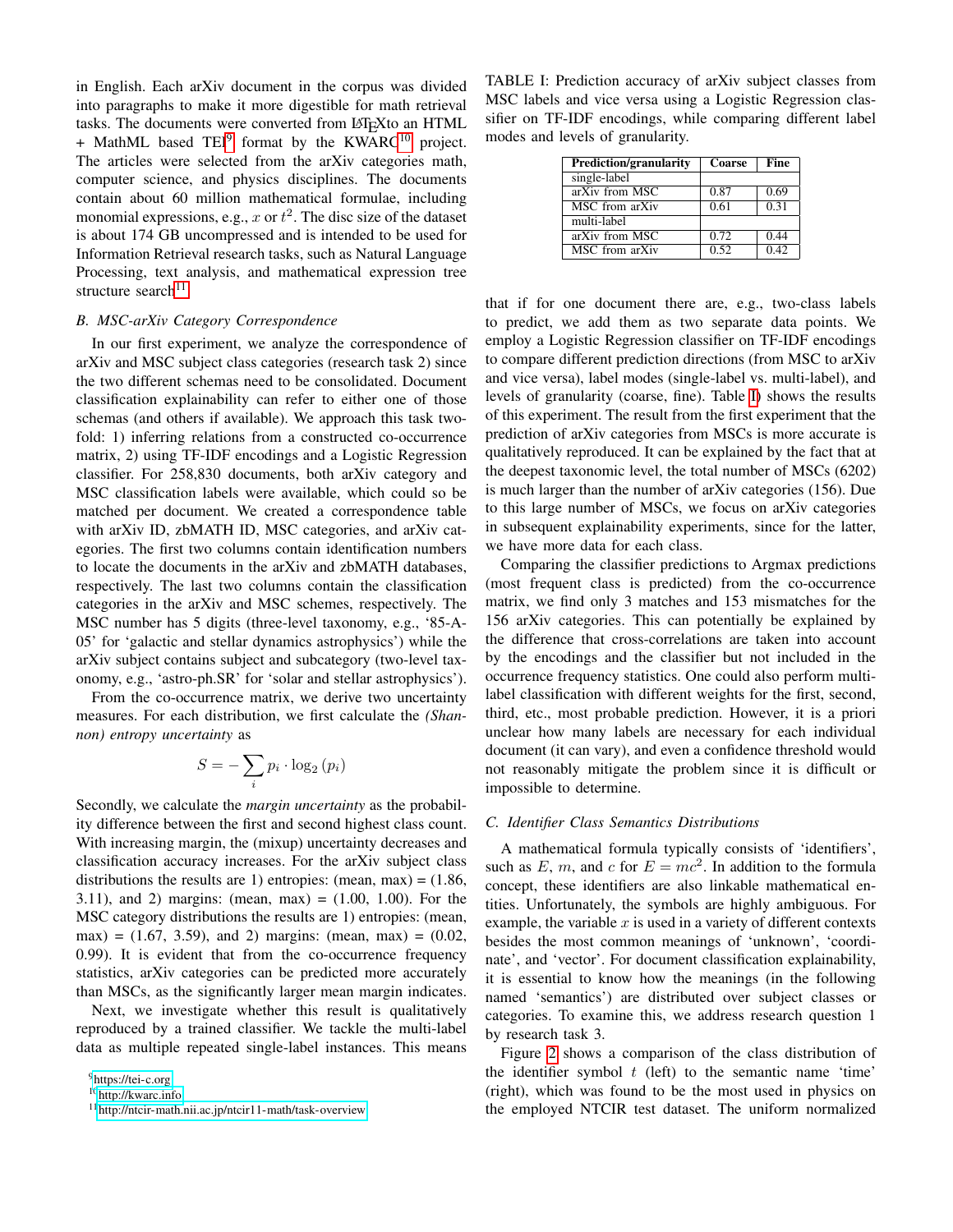in English. Each arXiv document in the corpus was divided into paragraphs to make it more digestible for math retrieval tasks. The documents were converted from LaTeX to an HTML + MathML based TEI[9] format by the KWARC[10] project. The articles were selected from the arXiv categories math, computer science, and physics disciplines. The documents contain about 60 million mathematical formulae, including monomial expressions, e.g., $x$ or $t^2$. The disc size of the dataset is about 174 GB uncompressed and is intended to be used for Information Retrieval research tasks, such as Natural Language Processing, text analysis, and mathematical expression tree structure search[11].

### B. MSC-arXiv Category Correspondence

In our first experiment, we analyze the correspondence of arXiv and MSC subject class categories (research task 2) since the two different schemas need to be consolidated. Document classification explainability can refer to either one of those schemas (and others if available). We approach this task two-fold: 1) inferring relations from a constructed co-occurrence matrix, 2) using TF-IDF encodings and a Logistic Regression classifier. For 258,830 documents, both arXiv category and MSC classification labels were available, which could so be matched per document. We created a correspondence table with arXiv ID, zbMATH ID, MSC categories, and arXiv categories. The first two columns contain identification numbers to locate the documents in the arXiv and zbMATH databases, respectively. The last two columns contain the classification categories in the arXiv and MSC schemes, respectively. The MSC number has 5 digits (three-level taxonomy, e.g., '85-A-05' for 'galactic and stellar dynamics astrophysics') while the arXiv subject contains subject and subcategory (two-level taxonomy, e.g., 'astro-ph.SR' for 'solar and stellar astrophysics').

From the co-occurrence matrix, we derive two uncertainty measures. For each distribution, we first calculate the *(Shannon) entropy uncertainty* as

$$S = -\sum_i p_i \cdot \log_2(p_i)$$

Secondly, we calculate the *margin uncertainty* as the probability difference between the first and second highest class count. With increasing margin, the (mixup) uncertainty decreases and classification accuracy increases. For the arXiv subject class distributions the results are 1) entropies: (mean, max) = (1.86, 3.11), and 2) margins: (mean, max) = (1.00, 1.00). For the MSC category distributions the results are 1) entropies: (mean, max) = (1.67, 3.59), and 2) margins: (mean, max) = (0.02, 0.99). It is evident that from the co-occurrence frequency statistics, arXiv categories can be predicted more accurately than MSCs, as the significantly larger mean margin indicates.

Next, we investigate whether this result is qualitatively reproduced by a trained classifier. We tackle the multi-label data as multiple repeated single-label instances. This means that if for one document there are, e.g., two-class labels to predict, we add them as two separate data points. We employ a Logistic Regression classifier on TF-IDF encodings to compare different prediction directions (from MSC to arXiv and vice versa), label modes (single-label vs. multi-label), and levels of granularity (coarse, fine). Table I shows the results of this experiment. The result from the first experiment that the prediction of arXiv categories from MSCs is more accurate is qualitatively reproduced. It can be explained by the fact that at the deepest taxonomic level, the total number of MSCs (6202) is much larger than the number of arXiv categories (156). Due to this large number of MSCs, we focus on arXiv categories in subsequent explainability experiments, since for the latter, we have more data for each class.

TABLE I: Prediction accuracy of arXiv subject classes from MSC labels and vice versa using a Logistic Regression classifier on TF-IDF encodings, while comparing different label modes and levels of granularity.

| Prediction/granularity | Coarse | Fine |
|---|---|---|
| single-label | | |
| arXiv from MSC | 0.87 | 0.69 |
| MSC from arXiv | 0.61 | 0.31 |
| multi-label | | |
| arXiv from MSC | 0.72 | 0.44 |
| MSC from arXiv | 0.52 | 0.42 |

Comparing the classifier predictions to Argmax predictions (most frequent class is predicted) from the co-occurrence matrix, we find only 3 matches and 153 mismatches for the 156 arXiv categories. This can potentially be explained by the difference that cross-correlations are taken into account by the encodings and the classifier but not included in the occurrence frequency statistics. One could also perform multi-label classification with different weights for the first, second, third, etc., most probable prediction. However, it is a priori unclear how many labels are necessary for each individual document (it can vary), and even a confidence threshold would not reasonably mitigate the problem since it is difficult or impossible to determine.

### C. Identifier Class Semantics Distributions

A mathematical formula typically consists of 'identifiers', such as $E$, $m$, and $c$ for $E = mc^2$. In addition to the formula concept, these identifiers are also linkable mathematical entities. Unfortunately, the symbols are highly ambiguous. For example, the variable $x$ is used in a variety of different contexts besides the most common meanings of 'unknown', 'coordinate', and 'vector'. For document classification explainability, it is essential to know how the meanings (in the following named 'semantics') are distributed over subject classes or categories. To examine this, we address research question 1 by research task 3.

Figure 2 shows a comparison of the class distribution of the identifier symbol $t$ (left) to the semantic name 'time' (right), which was found to be the most used in physics on the employed NTCIR test dataset. The uniform normalized

[9] https://tei-c.org

[10] http://kwarc.info

[11] http://ntcir-math.nii.ac.jp/ntcir11-math/task-overview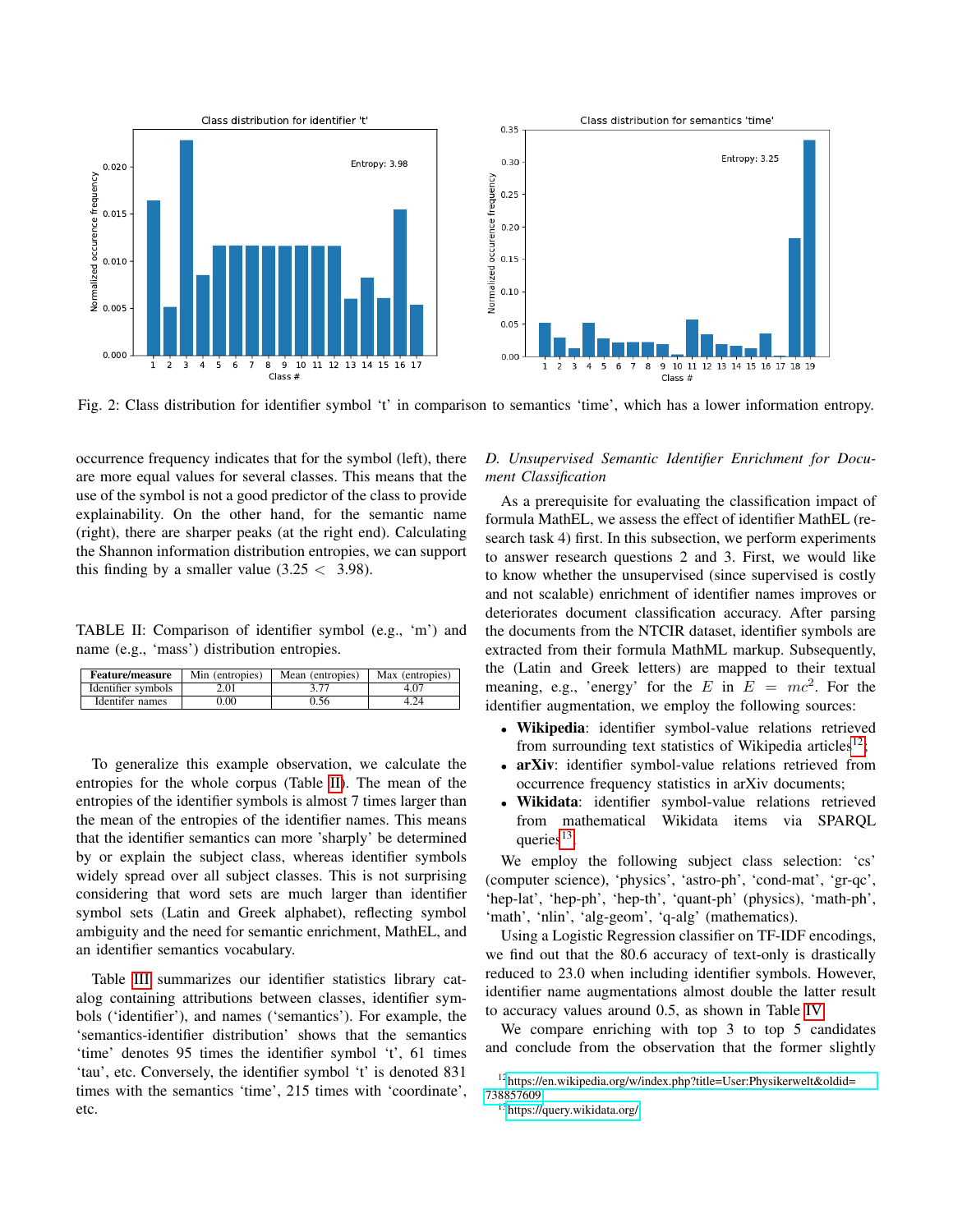Fig. 2: Class distribution for identifier symbol ‘t’ in comparison to semantics ‘time’, which has a lower information entropy.

occurrence frequency indicates that for the symbol (left), there are more equal values for several classes. This means that the use of the symbol is not a good predictor of the class to provide explainability. On the other hand, for the semantic name (right), there are sharper peaks (at the right end). Calculating the Shannon information distribution entropies, we can support this finding by a smaller value ($3.25 < 3.98$).

TABLE II: Comparison of identifier symbol (e.g., ‘m’) and name (e.g., ‘mass’) distribution entropies.

| Feature/measure | Min (entropies) | Mean (entropies) | Max (entropies) |
|---|---|---|---|
| Identifier symbols | 2.01 | 3.77 | 4.07 |
| Identifer names | 0.00 | 0.56 | 4.24 |

To generalize this example observation, we calculate the entropies for the whole corpus (Table II). The mean of the entropies of the identifier symbols is almost 7 times larger than the mean of the entropies of the identifier names. This means that the identifier semantics can more ’sharply’ be determined by or explain the subject class, whereas identifier symbols widely spread over all subject classes. This is not surprising considering that word sets are much larger than identifier symbol sets (Latin and Greek alphabet), reflecting symbol ambiguity and the need for semantic enrichment, MathEL, and an identifier semantics vocabulary.

Table III summarizes our identifier statistics library catalog containing attributions between classes, identifier symbols (‘identifier’), and names (‘semantics’). For example, the ‘semantics-identifier distribution’ shows that the semantics ‘time’ denotes 95 times the identifier symbol ‘t’, 61 times ‘tau’, etc. Conversely, the identifier symbol ‘t’ is denoted 831 times with the semantics ‘time’, 215 times with ‘coordinate’, etc.

### D. Unsupervised Semantic Identifier Enrichment for Document Classification

As a prerequisite for evaluating the classification impact of formula MathEL, we assess the effect of identifier MathEL (research task 4) first. In this subsection, we perform experiments to answer research questions 2 and 3. First, we would like to know whether the unsupervised (since supervised is costly and not scalable) enrichment of identifier names improves or deteriorates document classification accuracy. After parsing the documents from the NTCIR dataset, identifier symbols are extracted from their formula MathML markup. Subsequently, the (Latin and Greek letters) are mapped to their textual meaning, e.g., ’energy’ for the $E$ in $E = mc^2$. For the identifier augmentation, we employ the following sources:

- **Wikipedia**: identifier symbol-value relations retrieved from surrounding text statistics of Wikipedia articles[12];
- **arXiv**: identifier symbol-value relations retrieved from occurrence frequency statistics in arXiv documents;
- **Wikidata**: identifier symbol-value relations retrieved from mathematical Wikidata items via SPARQL queries[13].

We employ the following subject class selection: ‘cs’ (computer science), ‘physics’, ‘astro-ph’, ‘cond-mat’, ‘gr-qc’, ‘hep-lat’, ‘hep-ph’, ‘hep-th’, ‘quant-ph’ (physics), ‘math-ph’, ‘math’, ‘nlin’, ‘alg-geom’, ‘q-alg’ (mathematics).

Using a Logistic Regression classifier on TF-IDF encodings, we find out that the 80.6 accuracy of text-only is drastically reduced to 23.0 when including identifier symbols. However, identifier name augmentations almost double the latter result to accuracy values around 0.5, as shown in Table IV.

We compare enriching with top 3 to top 5 candidates and conclude from the observation that the former slightly

[12] https://en.wikipedia.org/w/index.php?title=User:Physikerwelt&oldid=738857609

[13] https://query.wikidata.org/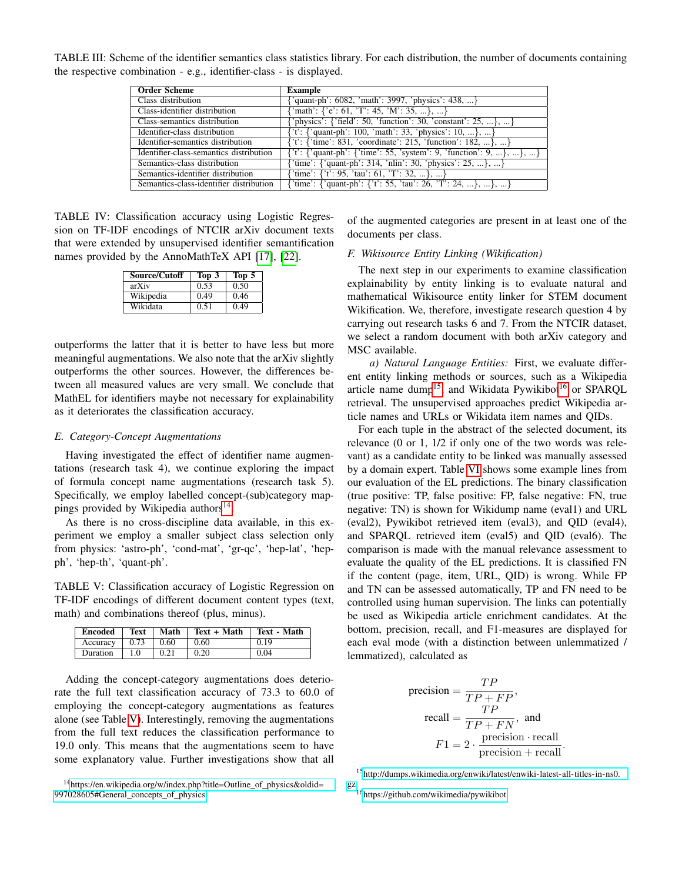TABLE III: Scheme of the identifier semantics class statistics library. For each distribution, the number of documents containing the respective combination - e.g., identifier-class - is displayed.

| Order Scheme | Example |
|---|---|
| Class distribution | {'quant-ph': 6082, 'math': 3997, 'physics': 438, ...} |
| Class-identifier distribution | {'math': {'e': 61, 'T': 45, 'M': 35, ...}, ...} |
| Class-semantics distribution | {'physics': {'field': 50, 'function': 30, 'constant': 25, ...}, ...} |
| Identifier-class distribution | {'t': {'quant-ph': 100, 'math': 33, 'physics': 10, ...}, ...} |
| Identifier-semantics distribution | {'t': {'time': 831, 'coordinate': 215, 'function': 182, ...}, ...} |
| Identifier-class-semantics distribution | {'t': {'quant-ph': {'time': 55, 'system': 9, 'function': 9, ...}, ...}, ...} |
| Semantics-class distribution | {'time': {'quant-ph': 314, 'nlin': 30, 'physics': 25, ...}, ...} |
| Semantics-identifier distribution | {'time': {'t': 95, 'tau': 61, 'T': 32, ...}, ...} |
| Semantics-class-identifier distribution | {'time': {'quant-ph': {'t': 55, 'tau': 26, 'T': 24, ...}, ...}, ...} |

TABLE IV: Classification accuracy using Logistic Regression on TF-IDF encodings of NTCIR arXiv document texts that were extended by unsupervised identifier semantification names provided by the AnnoMathTeX API [17], [22].

| Source/Cutoff | Top 3 | Top 5 |
|---|---|---|
| arXiv | 0.53 | 0.50 |
| Wikipedia | 0.49 | 0.46 |
| Wikidata | 0.51 | 0.49 |

outperforms the latter that it is better to have less but more meaningful augmentations. We also note that the arXiv slightly outperforms the other sources. However, the differences between all measured values are very small. We conclude that MathEL for identifiers maybe not necessary for explainability as it deteriorates the classification accuracy.

### E. Category-Concept Augmentations

Having investigated the effect of identifier name augmentations (research task 4), we continue exploring the impact of formula concept name augmentations (research task 5). Specifically, we employ labelled concept-(sub)category mappings provided by Wikipedia authors[14].

As there is no cross-discipline data available, in this experiment we employ a smaller subject class selection only from physics: 'astro-ph', 'cond-mat', 'gr-qc', 'hep-lat', 'hep-ph', 'hep-th', 'quant-ph'.

TABLE V: Classification accuracy of Logistic Regression on TF-IDF encodings of different document content types (text, math) and combinations thereof (plus, minus).

| Encoded | Text | Math | Text + Math | Text - Math |
|---|---|---|---|---|
| Accuracy | 0.73 | 0.60 | 0.60 | 0.19 |
| Duration | 1.0 | 0.21 | 0.20 | 0.04 |

Adding the concept-category augmentations does deteriorate the full text classification accuracy of 73.3 to 60.0 of employing the concept-category augmentations as features alone (see Table V). Interestingly, removing the augmentations from the full text reduces the classification performance to 19.0 only. This means that the augmentations seem to have some explanatory value. Further investigations show that all of the augmented categories are present in at least one of the documents per class.

### F. Wikisource Entity Linking (Wikification)

The next step in our experiments to examine classification explainability by entity linking is to evaluate natural and mathematical Wikisource entity linker for STEM document Wikification. We, therefore, investigate research question 4 by carrying out research tasks 6 and 7. From the NTCIR dataset, we select a random document with both arXiv category and MSC available.

*a) Natural Language Entities:* First, we evaluate different entity linking methods or sources, such as a Wikipedia article name dump[15] and Wikidata Pywikibot[16] or SPARQL retrieval. The unsupervised approaches predict Wikipedia article names and URLs or Wikidata item names and QIDs.

For each tuple in the abstract of the selected document, its relevance (0 or 1, 1/2 if only one of the two words was relevant) as a candidate entity to be linked was manually assessed by a domain expert. Table VI shows some example lines from our evaluation of the EL predictions. The binary classification (true positive: TP, false positive: FP, false negative: FN, true negative: TN) is shown for Wikidump name (eval1) and URL (eval2), Pywikibot retrieved item (eval3), and QID (eval4), and SPARQL retrieved item (eval5) and QID (eval6). The comparison is made with the manual relevance assessment to evaluate the quality of the EL predictions. It is classified FN if the content (page, item, URL, QID) is wrong. While FP and TN can be assessed automatically, TP and FN need to be controlled using human supervision. The links can potentially be used as Wikipedia article enrichment candidates. At the bottom, precision, recall, and F1-measures are displayed for each eval mode (with a distinction between unlemmatized / lemmatized), calculated as

$$\text{precision} = \frac{TP}{TP + FP},$$

$$\text{recall} = \frac{TP}{TP + FN}, \text{ and}$$

$$F1 = 2 \cdot \frac{\text{precision} \cdot \text{recall}}{\text{precision} + \text{recall}}.$$

[14] https://en.wikipedia.org/w/index.php?title=Outline_of_physics&oldid=997028605#General_concepts_of_physics

[15] http://dumps.wikimedia.org/enwiki/latest/enwiki-latest-all-titles-in-ns0.gz

[16] https://github.com/wikimedia/pywikibot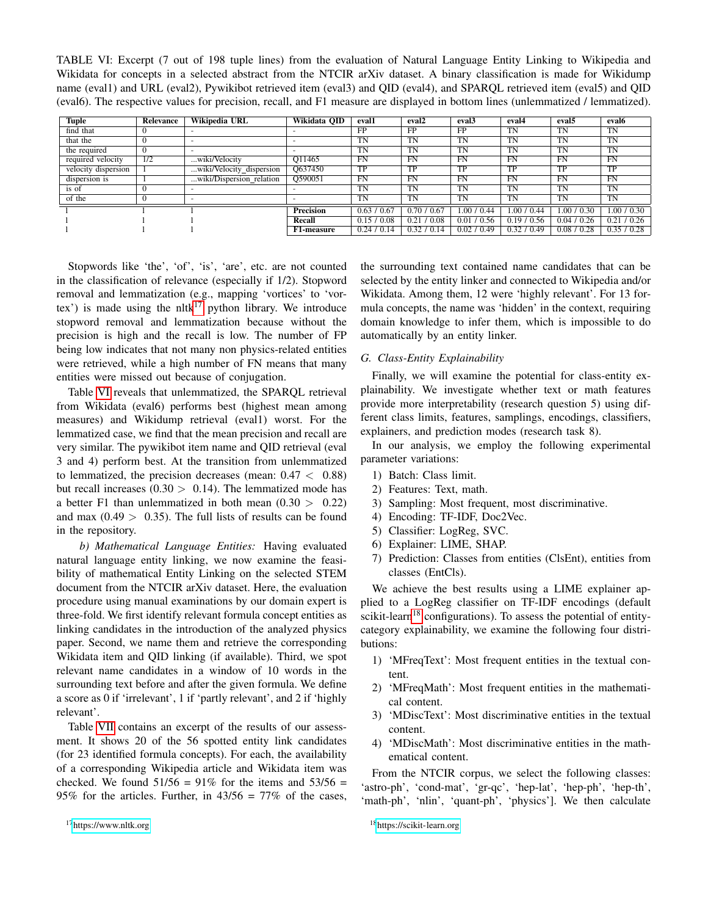TABLE VI: Excerpt (7 out of 198 tuple lines) from the evaluation of Natural Language Entity Linking to Wikipedia and Wikidata for concepts in a selected abstract from the NTCIR arXiv dataset. A binary classification is made for Wikidump name (eval1) and URL (eval2), Pywikibot retrieved item (eval3) and QID (eval4), and SPARQL retrieved item (eval5) and QID (eval6). The respective values for precision, recall, and F1 measure are displayed in bottom lines (unlemmatized / lemmatized).

| Tuple | Relevance | Wikipedia URL | Wikidata QID | eval1 | eval2 | eval3 | eval4 | eval5 | eval6 |
|---|---|---|---|---|---|---|---|---|---|
| find that | 0 | - | - | FP | FP | FP | TN | TN | TN |
| that the | 0 | - | - | TN | TN | TN | TN | TN | TN |
| the required | 0 | - | - | TN | TN | TN | TN | TN | TN |
| required velocity | 1/2 | ...wiki/Velocity | Q11465 | FN | FN | FN | FN | FN | FN |
| velocity dispersion | 1 | ...wiki/Velocity_dispersion | Q637450 | TP | TP | TP | TP | TP | TP |
| dispersion is | 1 | ...wiki/Dispersion_relation | Q590051 | FN | FN | FN | FN | FN | FN |
| is of | 0 | - | - | TN | TN | TN | TN | TN | TN |
| of the | 0 | - | - | TN | TN | TN | TN | TN | TN |
| l | l | l | **Precision** | 0.63 / 0.67 | 0.70 / 0.67 | 1.00 / 0.44 | 1.00 / 0.44 | 1.00 / 0.30 | 1.00 / 0.30 |
| l | l | l | **Recall** | 0.15 / 0.08 | 0.21 / 0.08 | 0.01 / 0.56 | 0.19 / 0.56 | 0.04 / 0.26 | 0.21 / 0.26 |
| l | l | l | **F1-measure** | 0.24 / 0.14 | 0.32 / 0.14 | 0.02 / 0.49 | 0.32 / 0.49 | 0.08 / 0.28 | 0.35 / 0.28 |

Stopwords like 'the', 'of', 'is', 'are', etc. are not counted in the classification of relevance (especially if 1/2). Stopword removal and lemmatization (e.g., mapping 'vortices' to 'vortex') is made using the nltk[17] python library. We introduce stopword removal and lemmatization because without the precision is high and the recall is low. The number of FP being low indicates that not many non physics-related entities were retrieved, while a high number of FN means that many entities were missed out because of conjugation.

Table VI reveals that unlemmatized, the SPARQL retrieval from Wikidata (eval6) performs best (highest mean among measures) and Wikidump retrieval (eval1) worst. For the lemmatized case, we find that the mean precision and recall are very similar. The pywikibot item name and QID retrieval (eval 3 and 4) perform best. At the transition from unlemmatized to lemmatized, the precision decreases (mean: $0.47 < 0.88$) but recall increases ($0.30 > 0.14$). The lemmatized mode has a better F1 than unlemmatized in both mean ($0.30 > 0.22$) and max ($0.49 > 0.35$). The full lists of results can be found in the repository.

*b) Mathematical Language Entities:* Having evaluated natural language entity linking, we now examine the feasibility of mathematical Entity Linking on the selected STEM document from the NTCIR arXiv dataset. Here, the evaluation procedure using manual examinations by our domain expert is three-fold. We first identify relevant formula concept entities as linking candidates in the introduction of the analyzed physics paper. Second, we name them and retrieve the corresponding Wikidata item and QID linking (if available). Third, we spot relevant name candidates in a window of 10 words in the surrounding text before and after the given formula. We define a score as 0 if 'irrelevant', 1 if 'partly relevant', and 2 if 'highly relevant'.

Table VII contains an excerpt of the results of our assessment. It shows 20 of the 56 spotted entity link candidates (for 23 identified formula concepts). For each, the availability of a corresponding Wikipedia article and Wikidata item was checked. We found 51/56 = 91% for the items and 53/56 = 95% for the articles. Further, in 43/56 = 77% of the cases, the surrounding text contained name candidates that can be selected by the entity linker and connected to Wikipedia and/or Wikidata. Among them, 12 were 'highly relevant'. For 13 formula concepts, the name was 'hidden' in the context, requiring domain knowledge to infer them, which is impossible to do automatically by an entity linker.

### G. Class-Entity Explainability

Finally, we will examine the potential for class-entity explainability. We investigate whether text or math features provide more interpretability (research question 5) using different class limits, features, samplings, encodings, classifiers, explainers, and prediction modes (research task 8).

In our analysis, we employ the following experimental parameter variations:

1) Batch: Class limit.
2) Features: Text, math.
3) Sampling: Most frequent, most discriminative.
4) Encoding: TF-IDF, Doc2Vec.
5) Classifier: LogReg, SVC.
6) Explainer: LIME, SHAP.
7) Prediction: Classes from entities (ClsEnt), entities from classes (EntCls).

We achieve the best results using a LIME explainer applied to a LogReg classifier on TF-IDF encodings (default scikit-learn[18] configurations). To assess the potential of entity-category explainability, we examine the following four distributions:

1) 'MFreqText': Most frequent entities in the textual content.
2) 'MFreqMath': Most frequent entities in the mathematical content.
3) 'MDiscText': Most discriminative entities in the textual content.
4) 'MDiscMath': Most discriminative entities in the mathematical content.

From the NTCIR corpus, we select the following classes: 'astro-ph', 'cond-mat', 'gr-qc', 'hep-lat', 'hep-ph', 'hep-th', 'math-ph', 'nlin', 'quant-ph', 'physics']. We then calculate

[17] https://www.nltk.org

[18] https://scikit-learn.org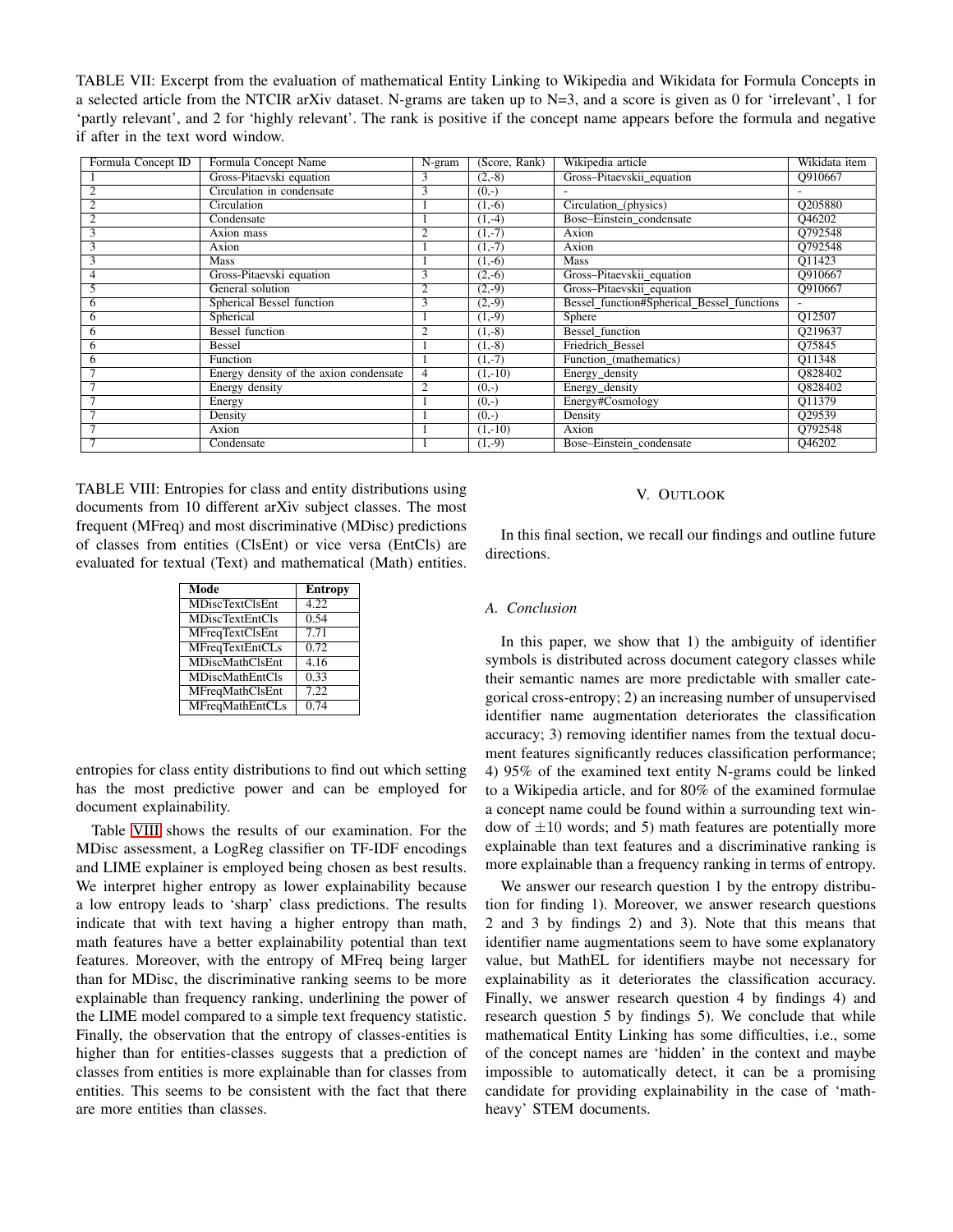TABLE VII: Excerpt from the evaluation of mathematical Entity Linking to Wikipedia and Wikidata for Formula Concepts in a selected article from the NTCIR arXiv dataset. N-grams are taken up to N=3, and a score is given as 0 for 'irrelevant', 1 for 'partly relevant', and 2 for 'highly relevant'. The rank is positive if the concept name appears before the formula and negative if after in the text word window.

| Formula Concept ID | Formula Concept Name | N-gram | (Score, Rank) | Wikipedia article | Wikidata item |
|---|---|---|---|---|---|
| 1 | Gross-Pitaevski equation | 3 | (2,-8) | Gross–Pitaevskii_equation | Q910667 |
| 2 | Circulation in condensate | 3 | (0,-) | - | - |
| 2 | Circulation | 1 | (1,-6) | Circulation_(physics) | Q205880 |
| 2 | Condensate | 1 | (1,-4) | Bose–Einstein_condensate | Q46202 |
| 3 | Axion mass | 2 | (1,-7) | Axion | Q792548 |
| 3 | Axion | 1 | (1,-7) | Axion | Q792548 |
| 3 | Mass | 1 | (1,-6) | Mass | Q11423 |
| 4 | Gross-Pitaevski equation | 3 | (2,-6) | Gross–Pitaevskii_equation | Q910667 |
| 5 | General solution | 2 | (2,-9) | Gross–Pitaevskii_equation | Q910667 |
| 6 | Spherical Bessel function | 3 | (2,-9) | Bessel_function#Spherical_Bessel_functions | - |
| 6 | Spherical | 1 | (1,-9) | Sphere | Q12507 |
| 6 | Bessel function | 2 | (1,-8) | Bessel_function | Q219637 |
| 6 | Bessel | 1 | (1,-8) | Friedrich_Bessel | Q75845 |
| 6 | Function | 1 | (1,-7) | Function_(mathematics) | Q11348 |
| 7 | Energy density of the axion condensate | 4 | (1,-10) | Energy_density | Q828402 |
| 7 | Energy density | 2 | (0,-) | Energy_density | Q828402 |
| 7 | Energy | 1 | (0,-) | Energy#Cosmology | Q11379 |
| 7 | Density | 1 | (0,-) | Density | Q29539 |
| 7 | Axion | 1 | (1,-10) | Axion | Q792548 |
| 7 | Condensate | 1 | (1,-9) | Bose–Einstein_condensate | Q46202 |

TABLE VIII: Entropies for class and entity distributions using documents from 10 different arXiv subject classes. The most frequent (MFreq) and most discriminative (MDisc) predictions of classes from entities (ClsEnt) or vice versa (EntCls) are evaluated for textual (Text) and mathematical (Math) entities.

| Mode | Entropy |
|---|---|
| MDiscTextClsEnt | 4.22 |
| MDiscTextEntCls | 0.54 |
| MFreqTextClsEnt | 7.71 |
| MFreqTextEntCLs | 0.72 |
| MDiscMathClsEnt | 4.16 |
| MDiscMathEntCls | 0.33 |
| MFreqMathClsEnt | 7.22 |
| MFreqMathEntCLs | 0.74 |

entropies for class entity distributions to find out which setting has the most predictive power and can be employed for document explainability.

Table VIII shows the results of our examination. For the MDisc assessment, a LogReg classifier on TF-IDF encodings and LIME explainer is employed being chosen as best results. We interpret higher entropy as lower explainability because a low entropy leads to 'sharp' class predictions. The results indicate that with text having a higher entropy than math, math features have a better explainability potential than text features. Moreover, with the entropy of MFreq being larger than for MDisc, the discriminative ranking seems to be more explainable than frequency ranking, underlining the power of the LIME model compared to a simple text frequency statistic. Finally, the observation that the entropy of classes-entities is higher than for entities-classes suggests that a prediction of classes from entities is more explainable than for classes from entities. This seems to be consistent with the fact that there are more entities than classes.

## V. Outlook

In this final section, we recall our findings and outline future directions.

### A. Conclusion

In this paper, we show that 1) the ambiguity of identifier symbols is distributed across document category classes while their semantic names are more predictable with smaller categorical cross-entropy; 2) an increasing number of unsupervised identifier name augmentation deteriorates the classification accuracy; 3) removing identifier names from the textual document features significantly reduces classification performance; 4) 95% of the examined text entity N-grams could be linked to a Wikipedia article, and for 80% of the examined formulae a concept name could be found within a surrounding text window of $\pm10$ words; and 5) math features are potentially more explainable than text features and a discriminative ranking is more explainable than a frequency ranking in terms of entropy.

We answer our research question 1 by the entropy distribution for finding 1). Moreover, we answer research questions 2 and 3 by findings 2) and 3). Note that this means that identifier name augmentations seem to have some explanatory value, but MathEL for identifiers maybe not necessary for explainability as it deteriorates the classification accuracy. Finally, we answer research question 4 by findings 4) and research question 5 by findings 5). We conclude that while mathematical Entity Linking has some difficulties, i.e., some of the concept names are 'hidden' in the context and maybe impossible to automatically detect, it can be a promising candidate for providing explainability in the case of 'math-heavy' STEM documents.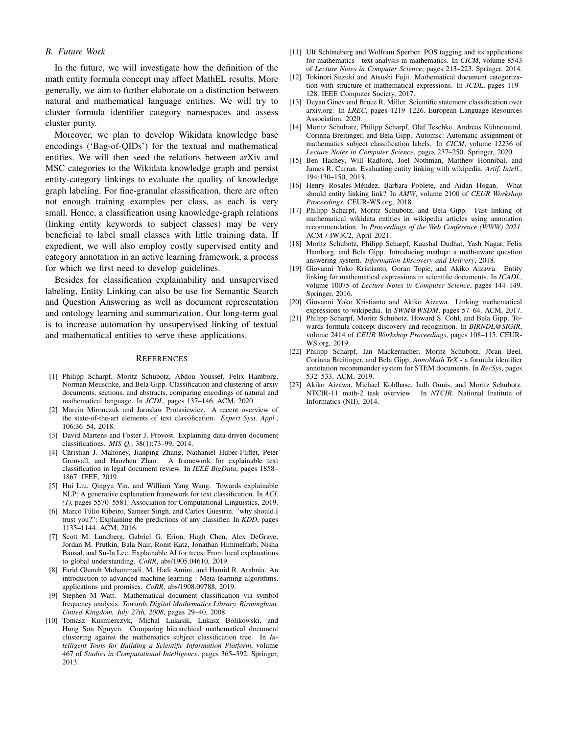### B. Future Work

In the future, we will investigate how the definition of the math entity formula concept may affect MathEL results. More generally, we aim to further elaborate on a distinction between natural and mathematical language entities. We will try to cluster formula identifier category namespaces and assess cluster purity.

Moreover, we plan to develop Wikidata knowledge base encodings ('Bag-of-QIDs') for the textual and mathematical entities. We will then seed the relations between arXiv and MSC categories to the Wikidata knowledge graph and persist entity-category linkings to evaluate the quality of knowledge graph labeling. For fine-granular classification, there are often not enough training examples per class, as each is very small. Hence, a classification using knowledge-graph relations (linking entity keywords to subject classes) may be very beneficial to label small classes with little training data. If expedient, we will also employ costly supervised entity and category annotation in an active learning framework, a process for which we first need to develop guidelines.

Besides for classification explainability and unsupervised labeling, Entity Linking can also be use for Semantic Search and Question Answering as well as document representation and ontology learning and summarization. Our long-term goal is to increase automation by unsupervised linking of textual and mathematical entities to serve these applications.

## References

[1] Philipp Scharpf, Moritz Schubotz, Abdou Youssef, Felix Hamborg, Norman Meuschke, and Bela Gipp. Classification and clustering of arxiv documents, sections, and abstracts, comparing encodings of natural and mathematical language. In *JCDL*, pages 137–146. ACM, 2020.

[2] Marcin Mironczuk and Jaroslaw Protasiewicz. A recent overview of the state-of-the-art elements of text classification. *Expert Syst. Appl.*, 106:36–54, 2018.

[3] David Martens and Foster J. Provost. Explaining data-driven document classifications. *MIS Q.*, 38(1):73–99, 2014.

[4] Christian J. Mahoney, Jianping Zhang, Nathaniel Huber-Fliflet, Peter Gronvall, and Haozhen Zhao. A framework for explainable text classification in legal document review. In *IEEE BigData*, pages 1858–1867. IEEE, 2019.

[5] Hui Liu, Qingyu Yin, and William Yang Wang. Towards explainable NLP: A generative explanation framework for text classification. In *ACL (1)*, pages 5570–5581. Association for Computational Linguistics, 2019.

[6] Marco Túlio Ribeiro, Sameer Singh, and Carlos Guestrin. "why should I trust you?": Explaining the predictions of any classifier. In *KDD*, pages 1135–1144. ACM, 2016.

[7] Scott M. Lundberg, Gabriel G. Erion, Hugh Chen, Alex DeGrave, Jordan M. Prutkin, Bala Nair, Ronit Katz, Jonathan Himmelfarb, Nisha Bansal, and Su-In Lee. Explainable AI for trees: From local explanations to global understanding. *CoRR*, abs/1905.04610, 2019.

[8] Farid Ghareh Mohammadi, M. Hadi Amini, and Hamid R. Arabnia. An introduction to advanced machine learning : Meta learning algorithms, applications and promises. *CoRR*, abs/1908.09788, 2019.

[9] Stephen M Watt. Mathematical document classification via symbol frequency analysis. *Towards Digital Mathematics Library. Birmingham, United Kingdom, July 27th, 2008*, pages 29–40, 2008.

[10] Tomasz Kusmierczyk, Michal Lukasik, Lukasz Bolikowski, and Hung Son Nguyen. Comparing hierarchical mathematical document clustering against the mathematics subject classification tree. In *Intelligent Tools for Building a Scientific Information Platform*, volume 467 of *Studies in Computational Intelligence*, pages 365–392. Springer, 2013.

[11] Ulf Schöneberg and Wolfram Sperber. POS tagging and its applications for mathematics - text analysis in mathematics. In *CICM*, volume 8543 of *Lecture Notes in Computer Science*, pages 213–223. Springer, 2014.

[12] Tokinori Suzuki and Atsushi Fujii. Mathematical document categorization with structure of mathematical expressions. In *JCDL*, pages 119–128. IEEE Computer Society, 2017.

[13] Deyan Ginev and Bruce R. Miller. Scientific statement classification over arxiv.org. In *LREC*, pages 1219–1226. European Language Resources Association, 2020.

[14] Moritz Schubotz, Philipp Scharpf, Olaf Teschke, Andreas Kühnemund, Corinna Breitinger, and Bela Gipp. Automsc: Automatic assignment of mathematics subject classification labels. In *CICM*, volume 12236 of *Lecture Notes in Computer Science*, pages 237–250. Springer, 2020.

[15] Ben Hachey, Will Radford, Joel Nothman, Matthew Honnibal, and James R. Curran. Evaluating entity linking with wikipedia. *Artif. Intell.*, 194:130–150, 2013.

[16] Henry Rosales-Méndez, Barbara Poblete, and Aidan Hogan. What should entity linking link? In *AMW*, volume 2100 of *CEUR Workshop Proceedings*. CEUR-WS.org, 2018.

[17] Philipp Scharpf, Moritz Schubotz, and Bela Gipp. Fast linking of mathematical wikidata entities in wikipedia articles using annotation recommendation. In *Proceedings of the Web Conference (WWW) 2021*. ACM / IW3C2, April 2021.

[18] Moritz Schubotz, Philipp Scharpf, Kaushal Dudhat, Yash Nagar, Felix Hamborg, and Bela Gipp. Introducing mathqa: a math-aware question answering system. *Information Discovery and Delivery*, 2018.

[19] Giovanni Yoko Kristianto, Goran Topic, and Akiko Aizawa. Entity linking for mathematical expressions in scientific documents. In *ICADL*, volume 10075 of *Lecture Notes in Computer Science*, pages 144–149. Springer, 2016.

[20] Giovanni Yoko Kristianto and Akiko Aizawa. Linking mathematical expressions to wikipedia. In *SWM@WSDM*, pages 57–64. ACM, 2017.

[21] Philipp Scharpf, Moritz Schubotz, Howard S. Cohl, and Bela Gipp. Towards formula concept discovery and recognition. In *BIRNDL@SIGIR*, volume 2414 of *CEUR Workshop Proceedings*, pages 108–115. CEUR-WS.org, 2019.

[22] Philipp Scharpf, Ian Mackerracher, Moritz Schubotz, Jöran Beel, Corinna Breitinger, and Bela Gipp. *AnnoMath TeX* - a formula identifier annotation recommender system for STEM documents. In *RecSys*, pages 532–533. ACM, 2019.

[23] Akiko Aizawa, Michael Kohlhase, Iadh Ounis, and Moritz Schubotz. NTCIR-11 math-2 task overview. In *NTCIR*. National Institute of Informatics (NII), 2014.